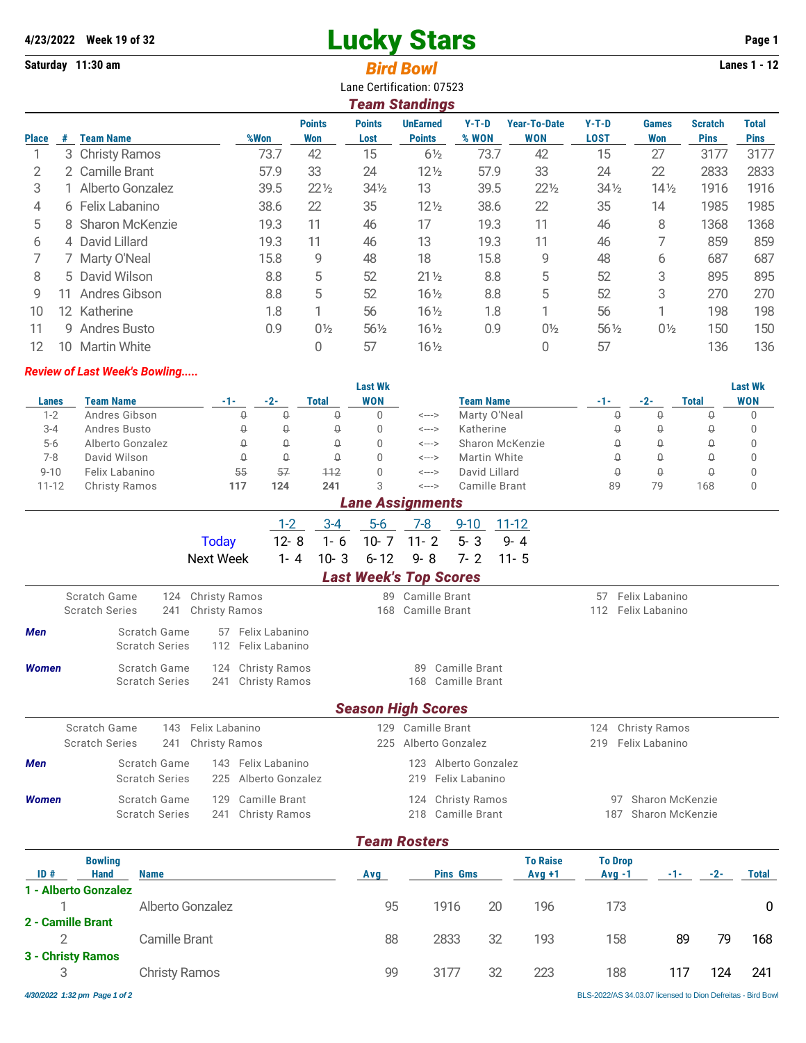**4/23/2022 Week 19 of 32**

**Saturday 11:30 am**

# Lucky Stars

## *Bird Bowl*

Lanes 1 - 12

Lane Certification: 07523

## *Team Standings*

| Place | # | Team Name | %Won | Points Won | Points Lost | UnEarned Points | Y-T-D % WON | Year-To-Date WON | Y-T-D LOST | Games Won | Scratch Pins | Total Pins |
|---|---|---|---|---|---|---|---|---|---|---|---|---|
| 1 | 3 | Christy Ramos | 73.7 | 42 | 15 | 6½ | 73.7 | 42 | 15 | 27 | 3177 | 3177 |
| 2 | 2 | Camille Brant | 57.9 | 33 | 24 | 12½ | 57.9 | 33 | 24 | 22 | 2833 | 2833 |
| 3 | 1 | Alberto Gonzalez | 39.5 | 22½ | 34½ | 13 | 39.5 | 22½ | 34½ | 14½ | 1916 | 1916 |
| 4 | 6 | Felix Labanino | 38.6 | 22 | 35 | 12½ | 38.6 | 22 | 35 | 14 | 1985 | 1985 |
| 5 | 8 | Sharon McKenzie | 19.3 | 11 | 46 | 17 | 19.3 | 11 | 46 | 8 | 1368 | 1368 |
| 6 | 4 | David Lillard | 19.3 | 11 | 46 | 13 | 19.3 | 11 | 46 | 7 | 859 | 859 |
| 7 | 7 | Marty O'Neal | 15.8 | 9 | 48 | 18 | 15.8 | 9 | 48 | 6 | 687 | 687 |
| 8 | 5 | David Wilson | 8.8 | 5 | 52 | 21½ | 8.8 | 5 | 52 | 3 | 895 | 895 |
| 9 | 11 | Andres Gibson | 8.8 | 5 | 52 | 16½ | 8.8 | 5 | 52 | 3 | 270 | 270 |
| 10 | 12 | Katherine | 1.8 | 1 | 56 | 16½ | 1.8 | 1 | 56 | 1 | 198 | 198 |
| 11 | 9 | Andres Busto | 0.9 | 0½ | 56½ | 16½ | 0.9 | 0½ | 56½ | 0½ | 150 | 150 |
| 12 | 10 | Martin White | | 0 | 57 | 16½ | | 0 | 57 | | 136 | 136 |

***Review of Last Week's Bowling.....***

| Lanes | Team Name | -1- | -2- | Total | Last Wk WON | | Team Name | -1- | -2- | Total | Last Wk WON |
|---|---|---|---|---|---|---|---|---|---|---|---|
| 1-2 | Andres Gibson | ~~0~~ | ~~0~~ | ~~0~~ | 0 | <---> | Marty O'Neal | ~~0~~ | ~~0~~ | ~~0~~ | 0 |
| 3-4 | Andres Busto | ~~0~~ | ~~0~~ | ~~0~~ | 0 | <---> | Katherine | ~~0~~ | ~~0~~ | ~~0~~ | 0 |
| 5-6 | Alberto Gonzalez | ~~0~~ | ~~0~~ | ~~0~~ | 0 | <---> | Sharon McKenzie | ~~0~~ | ~~0~~ | ~~0~~ | 0 |
| 7-8 | David Wilson | ~~0~~ | ~~0~~ | ~~0~~ | 0 | <---> | Martin White | ~~0~~ | ~~0~~ | ~~0~~ | 0 |
| 9-10 | Felix Labanino | ~~55~~ | ~~57~~ | ~~112~~ | 0 | <---> | David Lillard | ~~0~~ | ~~0~~ | ~~0~~ | 0 |
| 11-12 | Christy Ramos | **117** | **124** | **241** | 3 | <---> | Camille Brant | 89 | 79 | 168 | 0 |

## *Lane Assignments*

| | 1-2 | 3-4 | 5-6 | 7-8 | 9-10 | 11-12 |
|---|---|---|---|---|---|---|
| Today | 12- 8 | 1- 6 | 10- 7 | 11- 2 | 5- 3 | 9- 4 |
| Next Week | 1- 4 | 10- 3 | 6-12 | 9- 8 | 7- 2 | 11- 5 |

## *Last Week's Top Scores*

| | | | | | | |
|---|---|---|---|---|---|---|
| Scratch Game | 124 | Christy Ramos | 89 | Camille Brant | 57 | Felix Labanino |
| Scratch Series | 241 | Christy Ramos | 168 | Camille Brant | 112 | Felix Labanino |

***Men***

| | | |
|---|---|---|
| Scratch Game | 57 | Felix Labanino |
| Scratch Series | 112 | Felix Labanino |

***Women***

| | | | | |
|---|---|---|---|---|
| Scratch Game | 124 | Christy Ramos | 89 | Camille Brant |
| Scratch Series | 241 | Christy Ramos | 168 | Camille Brant |

## *Season High Scores*

| | | | | | | |
|---|---|---|---|---|---|---|
| Scratch Game | 143 | Felix Labanino | 129 | Camille Brant | 124 | Christy Ramos |
| Scratch Series | 241 | Christy Ramos | 225 | Alberto Gonzalez | 219 | Felix Labanino |

***Men***

| | | | | |
|---|---|---|---|---|
| Scratch Game | 143 | Felix Labanino | 123 | Alberto Gonzalez |
| Scratch Series | 225 | Alberto Gonzalez | 219 | Felix Labanino |

***Women***

| | | | | | | |
|---|---|---|---|---|---|---|
| Scratch Game | 129 | Camille Brant | 124 | Christy Ramos | 97 | Sharon McKenzie |
| Scratch Series | 241 | Christy Ramos | 218 | Camille Brant | 187 | Sharon McKenzie |

## *Team Rosters*

| ID # | Bowling Hand | Name | Avg | Pins | Gms | To Raise Avg +1 | To Drop Avg -1 | -1- | -2- | Total |
|---|---|---|---|---|---|---|---|---|---|---|
| **1 - Alberto Gonzalez** | | | | | | | | | | |
| 1 | | Alberto Gonzalez | 95 | 1916 | 20 | 196 | 173 | | | 0 |
| **2 - Camille Brant** | | | | | | | | | | |
| 2 | | Camille Brant | 88 | 2833 | 32 | 193 | 158 | 89 | 79 | 168 |
| **3 - Christy Ramos** | | | | | | | | | | |
| 3 | | Christy Ramos | 99 | 3177 | 32 | 223 | 188 | 117 | 124 | 241 |

*4/30/2022 1:32 pm Page 1 of 2* BLS-2022/AS 34.03.07 licensed to Dion Defreitas - Bird Bowl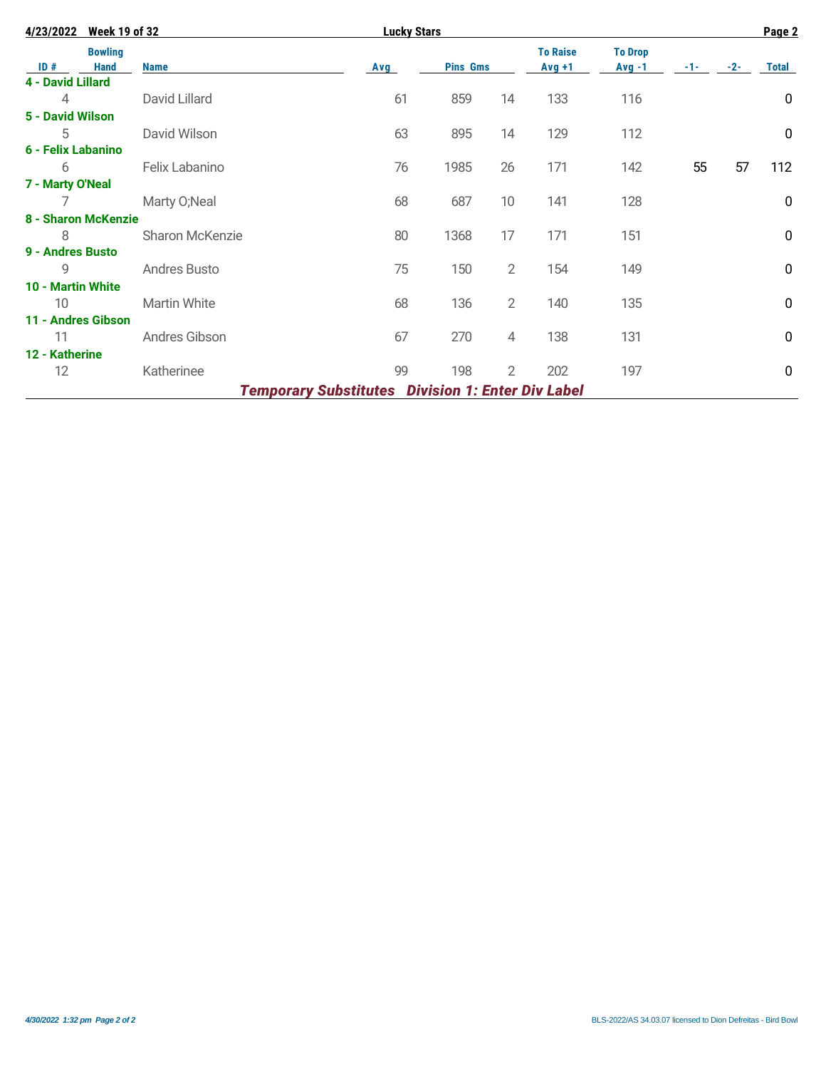**Lucky Stars**

| ID # | Bowling Hand | Name | Avg | Pins | Gms | To Raise Avg +1 | To Drop Avg -1 | -1- | -2- | Total |
|---|---|---|---|---|---|---|---|---|---|---|
| **4 - David Lillard** | | | | | | | | | | |
| 4 | | David Lillard | 61 | 859 | 14 | 133 | 116 | | | 0 |
| **5 - David Wilson** | | | | | | | | | | |
| 5 | | David Wilson | 63 | 895 | 14 | 129 | 112 | | | 0 |
| **6 - Felix Labanino** | | | | | | | | | | |
| 6 | | Felix Labanino | 76 | 1985 | 26 | 171 | 142 | 55 | 57 | 112 |
| **7 - Marty O'Neal** | | | | | | | | | | |
| 7 | | Marty O;Neal | 68 | 687 | 10 | 141 | 128 | | | 0 |
| **8 - Sharon McKenzie** | | | | | | | | | | |
| 8 | | Sharon McKenzie | 80 | 1368 | 17 | 171 | 151 | | | 0 |
| **9 - Andres Busto** | | | | | | | | | | |
| 9 | | Andres Busto | 75 | 150 | 2 | 154 | 149 | | | 0 |
| **10 - Martin White** | | | | | | | | | | |
| 10 | | Martin White | 68 | 136 | 2 | 140 | 135 | | | 0 |
| **11 - Andres Gibson** | | | | | | | | | | |
| 11 | | Andres Gibson | 67 | 270 | 4 | 138 | 131 | | | 0 |
| **12 - Katherine** | | | | | | | | | | |
| 12 | | Katherinee | 99 | 198 | 2 | 202 | 197 | | | 0 |

***Temporary Substitutes   Division 1: Enter Div Label***